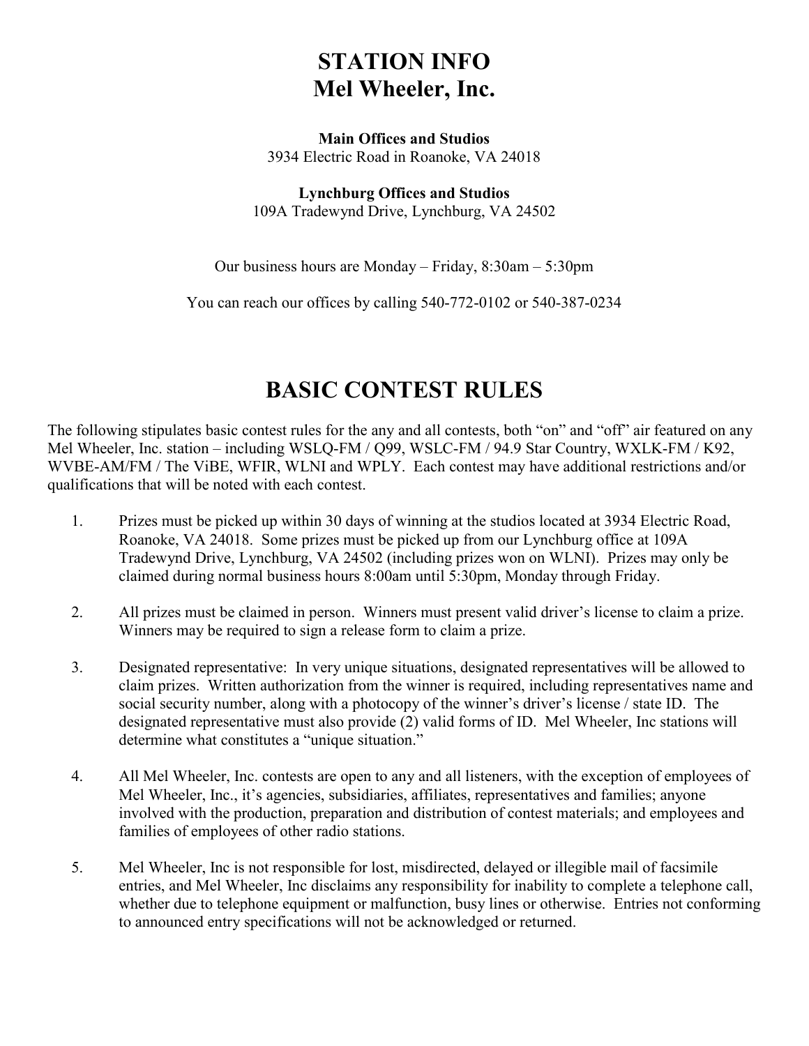# STATION INFO
# Mel Wheeler, Inc.

**Main Offices and Studios**
3934 Electric Road in Roanoke, VA 24018

**Lynchburg Offices and Studios**
109A Tradewynd Drive, Lynchburg, VA 24502

Our business hours are Monday – Friday, 8:30am – 5:30pm

You can reach our offices by calling 540-772-0102 or 540-387-0234

# BASIC CONTEST RULES

The following stipulates basic contest rules for the any and all contests, both "on" and "off" air featured on any Mel Wheeler, Inc. station – including WSLQ-FM / Q99, WSLC-FM / 94.9 Star Country, WXLK-FM / K92, WVBE-AM/FM / The ViBE, WFIR, WLNI and WPLY. Each contest may have additional restrictions and/or qualifications that will be noted with each contest.

1. Prizes must be picked up within 30 days of winning at the studios located at 3934 Electric Road, Roanoke, VA 24018. Some prizes must be picked up from our Lynchburg office at 109A Tradewynd Drive, Lynchburg, VA 24502 (including prizes won on WLNI). Prizes may only be claimed during normal business hours 8:00am until 5:30pm, Monday through Friday.

2. All prizes must be claimed in person. Winners must present valid driver's license to claim a prize. Winners may be required to sign a release form to claim a prize.

3. Designated representative: In very unique situations, designated representatives will be allowed to claim prizes. Written authorization from the winner is required, including representatives name and social security number, along with a photocopy of the winner's driver's license / state ID. The designated representative must also provide (2) valid forms of ID. Mel Wheeler, Inc stations will determine what constitutes a "unique situation."

4. All Mel Wheeler, Inc. contests are open to any and all listeners, with the exception of employees of Mel Wheeler, Inc., it's agencies, subsidiaries, affiliates, representatives and families; anyone involved with the production, preparation and distribution of contest materials; and employees and families of employees of other radio stations.

5. Mel Wheeler, Inc is not responsible for lost, misdirected, delayed or illegible mail of facsimile entries, and Mel Wheeler, Inc disclaims any responsibility for inability to complete a telephone call, whether due to telephone equipment or malfunction, busy lines or otherwise. Entries not conforming to announced entry specifications will not be acknowledged or returned.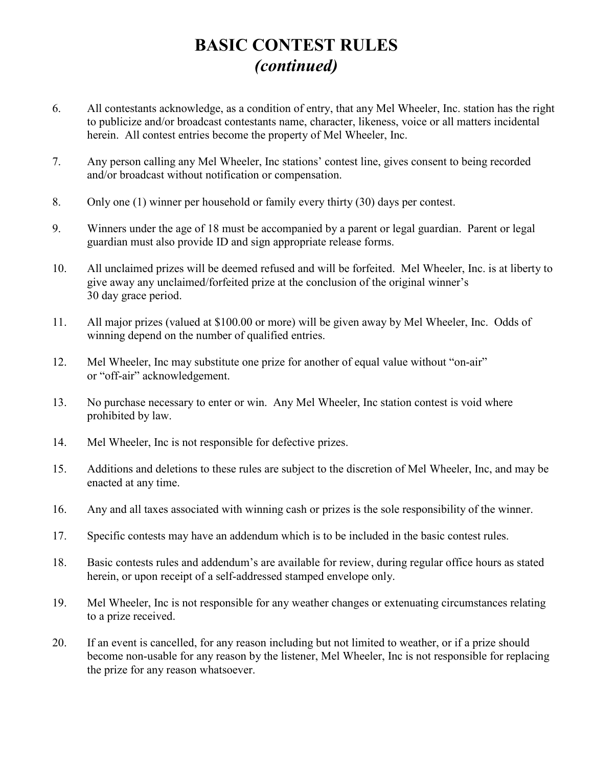# BASIC CONTEST RULES
## *(continued)*

6. All contestants acknowledge, as a condition of entry, that any Mel Wheeler, Inc. station has the right to publicize and/or broadcast contestants name, character, likeness, voice or all matters incidental herein. All contest entries become the property of Mel Wheeler, Inc.

7. Any person calling any Mel Wheeler, Inc stations' contest line, gives consent to being recorded and/or broadcast without notification or compensation.

8. Only one (1) winner per household or family every thirty (30) days per contest.

9. Winners under the age of 18 must be accompanied by a parent or legal guardian. Parent or legal guardian must also provide ID and sign appropriate release forms.

10. All unclaimed prizes will be deemed refused and will be forfeited. Mel Wheeler, Inc. is at liberty to give away any unclaimed/forfeited prize at the conclusion of the original winner's 30 day grace period.

11. All major prizes (valued at $100.00 or more) will be given away by Mel Wheeler, Inc. Odds of winning depend on the number of qualified entries.

12. Mel Wheeler, Inc may substitute one prize for another of equal value without "on-air" or "off-air" acknowledgement.

13. No purchase necessary to enter or win. Any Mel Wheeler, Inc station contest is void where prohibited by law.

14. Mel Wheeler, Inc is not responsible for defective prizes.

15. Additions and deletions to these rules are subject to the discretion of Mel Wheeler, Inc, and may be enacted at any time.

16. Any and all taxes associated with winning cash or prizes is the sole responsibility of the winner.

17. Specific contests may have an addendum which is to be included in the basic contest rules.

18. Basic contests rules and addendum's are available for review, during regular office hours as stated herein, or upon receipt of a self-addressed stamped envelope only.

19. Mel Wheeler, Inc is not responsible for any weather changes or extenuating circumstances relating to a prize received.

20. If an event is cancelled, for any reason including but not limited to weather, or if a prize should become non-usable for any reason by the listener, Mel Wheeler, Inc is not responsible for replacing the prize for any reason whatsoever.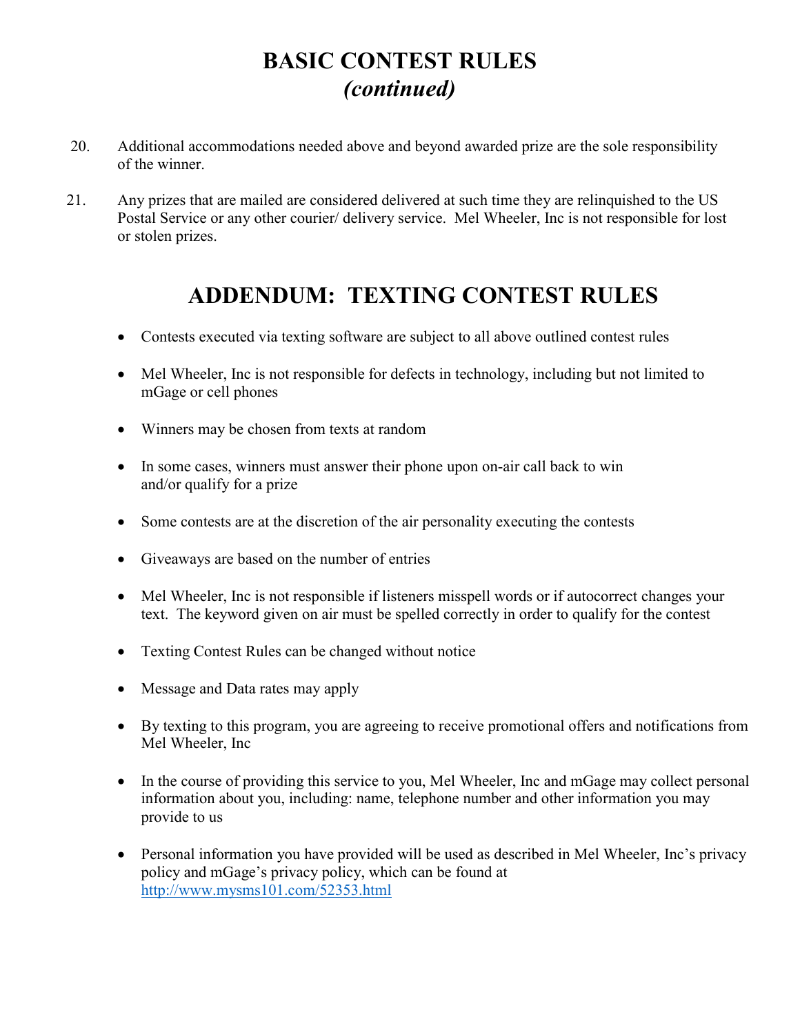# BASIC CONTEST RULES
## *(continued)*

20. Additional accommodations needed above and beyond awarded prize are the sole responsibility of the winner.

21. Any prizes that are mailed are considered delivered at such time they are relinquished to the US Postal Service or any other courier/ delivery service. Mel Wheeler, Inc is not responsible for lost or stolen prizes.

# ADDENDUM: TEXTING CONTEST RULES

- Contests executed via texting software are subject to all above outlined contest rules
- Mel Wheeler, Inc is not responsible for defects in technology, including but not limited to mGage or cell phones
- Winners may be chosen from texts at random
- In some cases, winners must answer their phone upon on-air call back to win and/or qualify for a prize
- Some contests are at the discretion of the air personality executing the contests
- Giveaways are based on the number of entries
- Mel Wheeler, Inc is not responsible if listeners misspell words or if autocorrect changes your text. The keyword given on air must be spelled correctly in order to qualify for the contest
- Texting Contest Rules can be changed without notice
- Message and Data rates may apply
- By texting to this program, you are agreeing to receive promotional offers and notifications from Mel Wheeler, Inc
- In the course of providing this service to you, Mel Wheeler, Inc and mGage may collect personal information about you, including: name, telephone number and other information you may provide to us
- Personal information you have provided will be used as described in Mel Wheeler, Inc's privacy policy and mGage's privacy policy, which can be found at [http://www.mysms101.com/52353.html](http://www.mysms101.com/52353.html)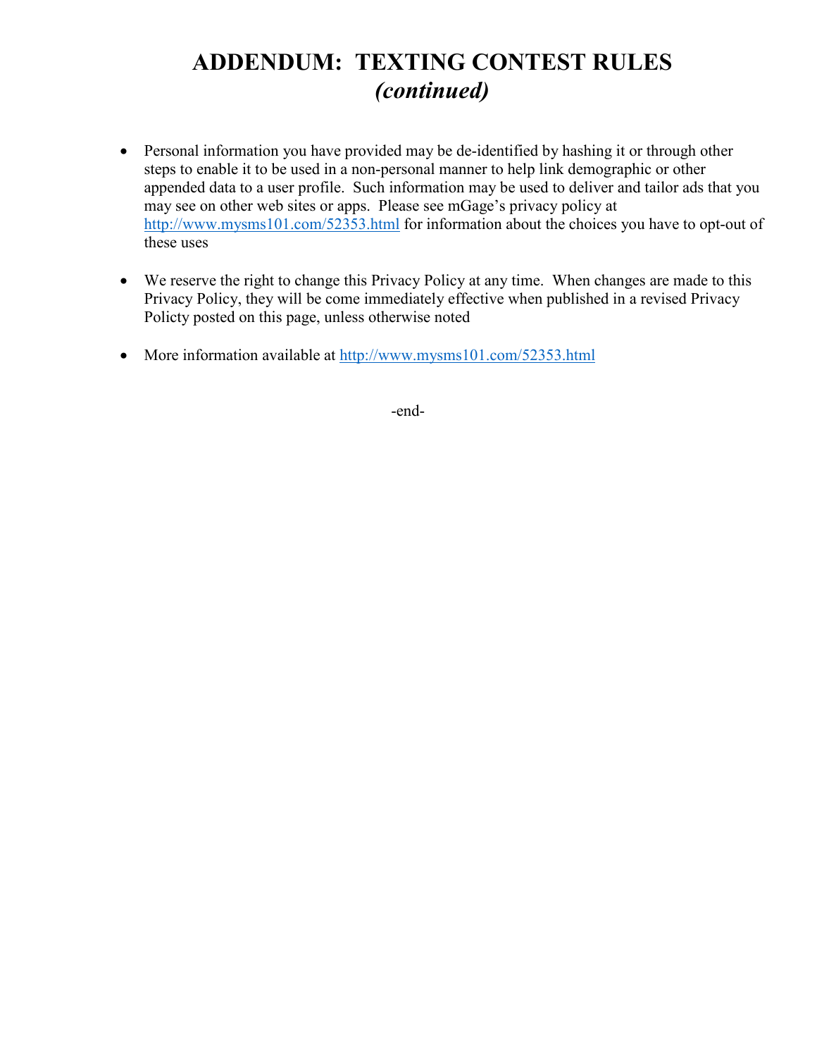# ADDENDUM: TEXTING CONTEST RULES
## *(continued)*

- Personal information you have provided may be de-identified by hashing it or through other steps to enable it to be used in a non-personal manner to help link demographic or other appended data to a user profile. Such information may be used to deliver and tailor ads that you may see on other web sites or apps. Please see mGage's privacy policy at http://www.mysms101.com/52353.html for information about the choices you have to opt-out of these uses

- We reserve the right to change this Privacy Policy at any time. When changes are made to this Privacy Policy, they will be come immediately effective when published in a revised Privacy Policty posted on this page, unless otherwise noted

- More information available at http://www.mysms101.com/52353.html

-end-